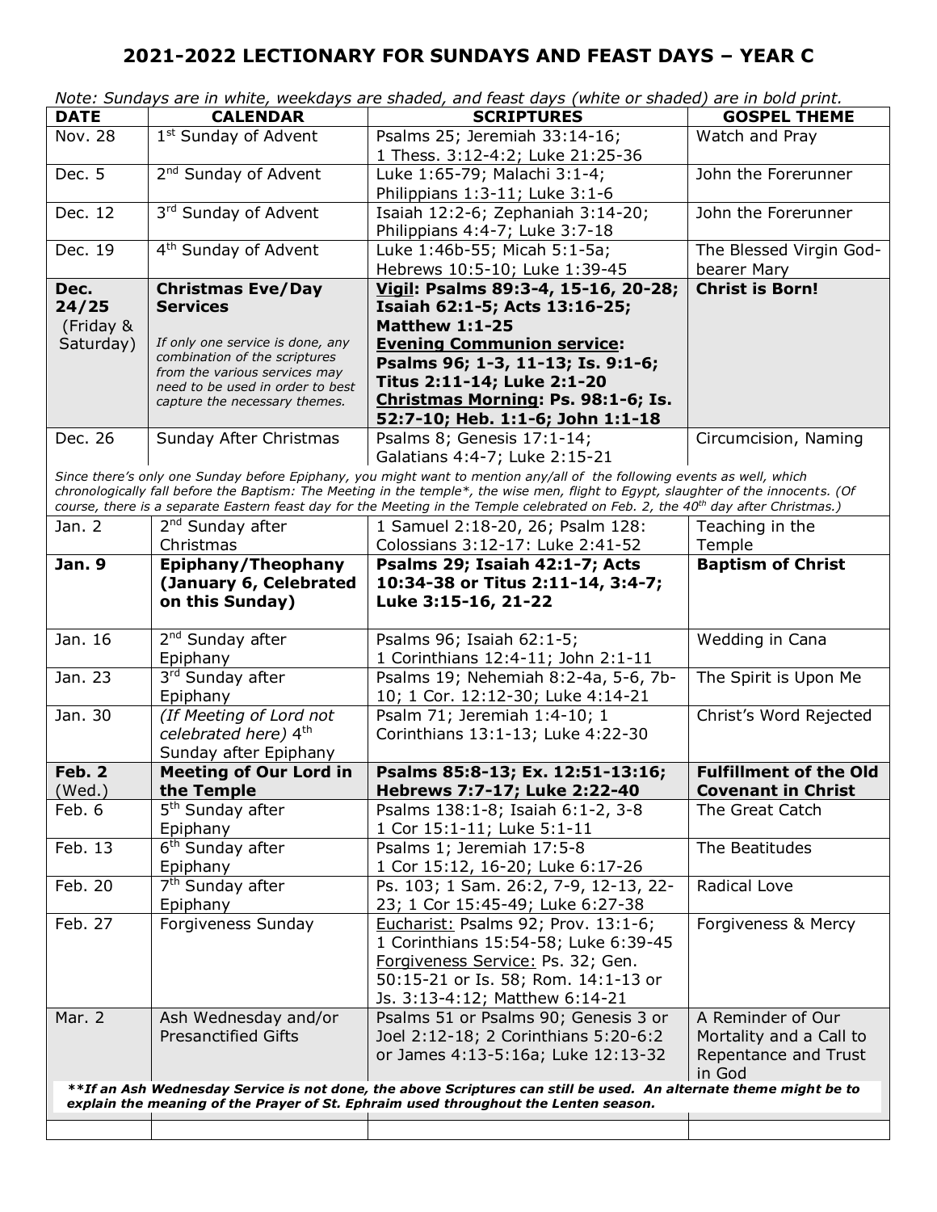# 2021-2022 LECTIONARY FOR SUNDAYS AND FEAST DAYS – YEAR C

*Note: Sundays are in white, weekdays are shaded, and feast days (white or shaded) are in bold print.*

| DATE | CALENDAR | SCRIPTURES | GOSPEL THEME |
|---|---|---|---|
| Nov. 28 | 1st Sunday of Advent | Psalms 25; Jeremiah 33:14-16; 1 Thess. 3:12-4:2; Luke 21:25-36 | Watch and Pray |
| Dec. 5 | 2nd Sunday of Advent | Luke 1:65-79; Malachi 3:1-4; Philippians 1:3-11; Luke 3:1-6 | John the Forerunner |
| Dec. 12 | 3rd Sunday of Advent | Isaiah 12:2-6; Zephaniah 3:14-20; Philippians 4:4-7; Luke 3:7-18 | John the Forerunner |
| Dec. 19 | 4th Sunday of Advent | Luke 1:46b-55; Micah 5:1-5a; Hebrews 10:5-10; Luke 1:39-45 | The Blessed Virgin God-bearer Mary |
| **Dec. 24/25** (Friday & Saturday) | **Christmas Eve/Day Services** *If only one service is done, any combination of the scriptures from the various services may need to be used in order to best capture the necessary themes.* | **Vigil: Psalms 89:3-4, 15-16, 20-28; Isaiah 62:1-5; Acts 13:16-25; Matthew 1:1-25** **Evening Communion service: Psalms 96; 1-3, 11-13; Is. 9:1-6; Titus 2:11-14; Luke 2:1-20** **Christmas Morning: Ps. 98:1-6; Is. 52:7-10; Heb. 1:1-6; John 1:1-18** | **Christ is Born!** |
| Dec. 26 | Sunday After Christmas | Psalms 8; Genesis 17:1-14; Galatians 4:4-7; Luke 2:15-21 | Circumcision, Naming |
| *Since there's only one Sunday before Epiphany, you might want to mention any/all of the following events as well, which chronologically fall before the Baptism: The Meeting in the temple\*, the wise men, flight to Egypt, slaughter of the innocents. (Of course, there is a separate Eastern feast day for the Meeting in the Temple celebrated on Feb. 2, the 40th day after Christmas.)* | | | |
| Jan. 2 | 2nd Sunday after Christmas | 1 Samuel 2:18-20, 26; Psalm 128: Colossians 3:12-17: Luke 2:41-52 | Teaching in the Temple |
| **Jan. 9** | **Epiphany/Theophany (January 6, Celebrated on this Sunday)** | **Psalms 29; Isaiah 42:1-7; Acts 10:34-38 or Titus 2:11-14, 3:4-7; Luke 3:15-16, 21-22** | **Baptism of Christ** |
| Jan. 16 | 2nd Sunday after Epiphany | Psalms 96; Isaiah 62:1-5; 1 Corinthians 12:4-11; John 2:1-11 | Wedding in Cana |
| Jan. 23 | 3rd Sunday after Epiphany | Psalms 19; Nehemiah 8:2-4a, 5-6, 7b-10; 1 Cor. 12:12-30; Luke 4:14-21 | The Spirit is Upon Me |
| Jan. 30 | *(If Meeting of Lord not celebrated here)* 4th Sunday after Epiphany | Psalm 71; Jeremiah 1:4-10; 1 Corinthians 13:1-13; Luke 4:22-30 | Christ's Word Rejected |
| **Feb. 2** (Wed.) | **Meeting of Our Lord in the Temple** | **Psalms 85:8-13; Ex. 12:51-13:16; Hebrews 7:7-17; Luke 2:22-40** | **Fulfillment of the Old Covenant in Christ** |
| Feb. 6 | 5th Sunday after Epiphany | Psalms 138:1-8; Isaiah 6:1-2, 3-8 1 Cor 15:1-11; Luke 5:1-11 | The Great Catch |
| Feb. 13 | 6th Sunday after Epiphany | Psalms 1; Jeremiah 17:5-8 1 Cor 15:12, 16-20; Luke 6:17-26 | The Beatitudes |
| Feb. 20 | 7th Sunday after Epiphany | Ps. 103; 1 Sam. 26:2, 7-9, 12-13, 22-23; 1 Cor 15:45-49; Luke 6:27-38 | Radical Love |
| Feb. 27 | Forgiveness Sunday | Eucharist: Psalms 92; Prov. 13:1-6; 1 Corinthians 15:54-58; Luke 6:39-45 Forgiveness Service: Ps. 32; Gen. 50:15-21 or Is. 58; Rom. 14:1-13 or Js. 3:13-4:12; Matthew 6:14-21 | Forgiveness & Mercy |
| Mar. 2 | Ash Wednesday and/or Presanctified Gifts | Psalms 51 or Psalms 90; Genesis 3 or Joel 2:12-18; 2 Corinthians 5:20-6:2 or James 4:13-5:16a; Luke 12:13-32 | A Reminder of Our Mortality and a Call to Repentance and Trust in God |
| ***\*\*If an Ash Wednesday Service is not done, the above Scriptures can still be used. An alternate theme might be to explain the meaning of the Prayer of St. Ephraim used throughout the Lenten season.*** | | | |
| | | | |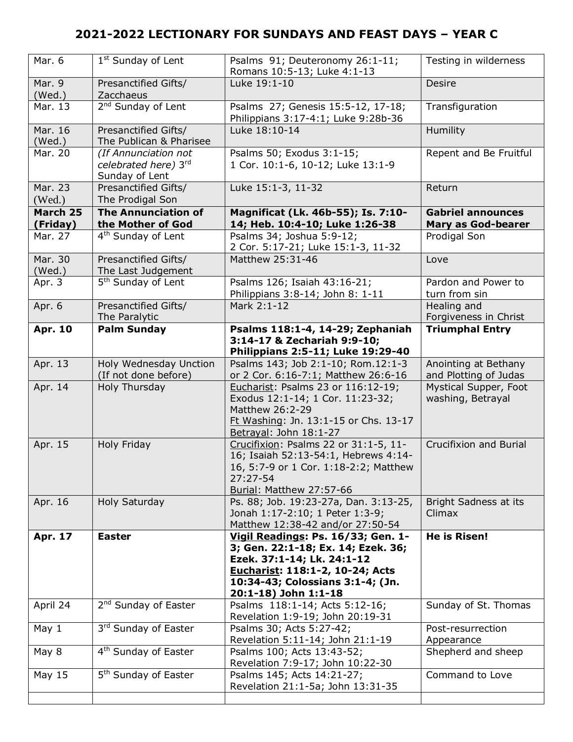## 2021-2022 LECTIONARY FOR SUNDAYS AND FEAST DAYS – YEAR C

| | | | |
|---|---|---|---|
| Mar. 6 | 1st Sunday of Lent | Psalms 91; Deuteronomy 26:1-11; Romans 10:5-13; Luke 4:1-13 | Testing in wilderness |
| Mar. 9 (Wed.) | Presanctified Gifts/ Zacchaeus | Luke 19:1-10 | Desire |
| Mar. 13 | 2nd Sunday of Lent | Psalms 27; Genesis 15:5-12, 17-18; Philippians 3:17-4:1; Luke 9:28b-36 | Transfiguration |
| Mar. 16 (Wed.) | Presanctified Gifts/ The Publican & Pharisee | Luke 18:10-14 | Humility |
| Mar. 20 | *(If Annunciation not celebrated here)* 3rd Sunday of Lent | Psalms 50; Exodus 3:1-15; 1 Cor. 10:1-6, 10-12; Luke 13:1-9 | Repent and Be Fruitful |
| Mar. 23 (Wed.) | Presanctified Gifts/ The Prodigal Son | Luke 15:1-3, 11-32 | Return |
| **March 25 (Friday)** | **The Annunciation of the Mother of God** | **Magnificat (Lk. 46b-55); Is. 7:10-14; Heb. 10:4-10; Luke 1:26-38** | **Gabriel announces Mary as God-bearer** |
| Mar. 27 | 4th Sunday of Lent | Psalms 34; Joshua 5:9-12; 2 Cor. 5:17-21; Luke 15:1-3, 11-32 | Prodigal Son |
| Mar. 30 (Wed.) | Presanctified Gifts/ The Last Judgement | Matthew 25:31-46 | Love |
| Apr. 3 | 5th Sunday of Lent | Psalms 126; Isaiah 43:16-21; Philippians 3:8-14; John 8: 1-11 | Pardon and Power to turn from sin |
| Apr. 6 | Presanctified Gifts/ The Paralytic | Mark 2:1-12 | Healing and Forgiveness in Christ |
| **Apr. 10** | **Palm Sunday** | **Psalms 118:1-4, 14-29; Zephaniah 3:14-17 & Zechariah 9:9-10; Philippians 2:5-11; Luke 19:29-40** | **Triumphal Entry** |
| Apr. 13 | Holy Wednesday Unction (If not done before) | Psalms 143; Job 2:1-10; Rom.12:1-3 or 2 Cor. 6:16-7:1; Matthew 26:6-16 | Anointing at Bethany and Plotting of Judas |
| Apr. 14 | Holy Thursday | Eucharist: Psalms 23 or 116:12-19; Exodus 12:1-14; 1 Cor. 11:23-32; Matthew 26:2-29<br>Ft Washing: Jn. 13:1-15 or Chs. 13-17<br>Betrayal: John 18:1-27 | Mystical Supper, Foot washing, Betrayal |
| Apr. 15 | Holy Friday | Crucifixion: Psalms 22 or 31:1-5, 11-16; Isaiah 52:13-54:1, Hebrews 4:14-16, 5:7-9 or 1 Cor. 1:18-2:2; Matthew 27:27-54<br>Burial: Matthew 27:57-66 | Crucifixion and Burial |
| Apr. 16 | Holy Saturday | Ps. 88; Job. 19:23-27a, Dan. 3:13-25, Jonah 1:17-2:10; 1 Peter 1:3-9; Matthew 12:38-42 and/or 27:50-54 | Bright Sadness at its Climax |
| **Apr. 17** | **Easter** | **Vigil Readings: Ps. 16/33; Gen. 1-3; Gen. 22:1-18; Ex. 14; Ezek. 36; Ezek. 37:1-14; Lk. 24:1-12**<br>**Eucharist: 118:1-2, 10-24; Acts 10:34-43; Colossians 3:1-4; (Jn. 20:1-18) John 1:1-18** | **He is Risen!** |
| April 24 | 2nd Sunday of Easter | Psalms 118:1-14; Acts 5:12-16; Revelation 1:9-19; John 20:19-31 | Sunday of St. Thomas |
| May 1 | 3rd Sunday of Easter | Psalms 30; Acts 5:27-42; Revelation 5:11-14; John 21:1-19 | Post-resurrection Appearance |
| May 8 | 4th Sunday of Easter | Psalms 100; Acts 13:43-52; Revelation 7:9-17; John 10:22-30 | Shepherd and sheep |
| May 15 | 5th Sunday of Easter | Psalms 145; Acts 14:21-27; Revelation 21:1-5a; John 13:31-35 | Command to Love |
| | | | |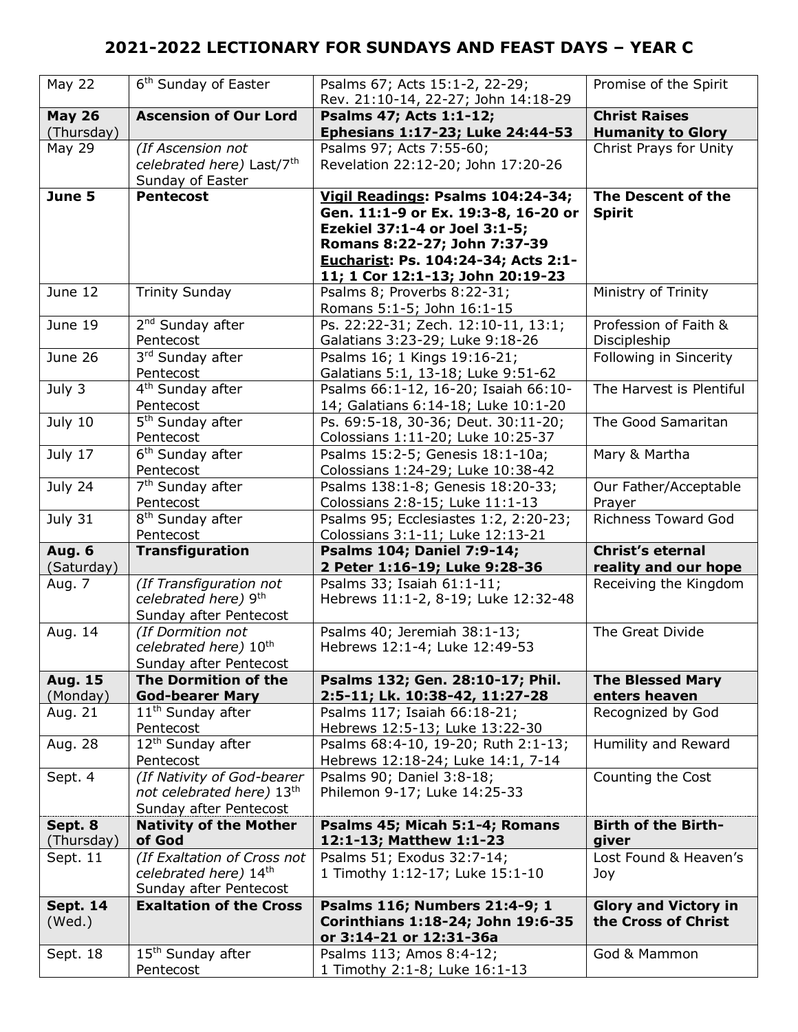## 2021-2022 LECTIONARY FOR SUNDAYS AND FEAST DAYS – YEAR C

| | | | |
|---|---|---|---|
| May 22 | 6th Sunday of Easter | Psalms 67; Acts 15:1-2, 22-29; Rev. 21:10-14, 22-27; John 14:18-29 | Promise of the Spirit |
| **May 26** (Thursday) | **Ascension of Our Lord** | **Psalms 47; Acts 1:1-12; Ephesians 1:17-23; Luke 24:44-53** | **Christ Raises Humanity to Glory** |
| May 29 | *(If Ascension not celebrated here)* Last/7th Sunday of Easter | Psalms 97; Acts 7:55-60; Revelation 22:12-20; John 17:20-26 | Christ Prays for Unity |
| **June 5** | **Pentecost** | **Vigil Readings: Psalms 104:24-34; Gen. 11:1-9 or Ex. 19:3-8, 16-20 or Ezekiel 37:1-4 or Joel 3:1-5; Romans 8:22-27; John 7:37-39 Eucharist: Ps. 104:24-34; Acts 2:1-11; 1 Cor 12:1-13; John 20:19-23** | **The Descent of the Spirit** |
| June 12 | Trinity Sunday | Psalms 8; Proverbs 8:22-31; Romans 5:1-5; John 16:1-15 | Ministry of Trinity |
| June 19 | 2nd Sunday after Pentecost | Ps. 22:22-31; Zech. 12:10-11, 13:1; Galatians 3:23-29; Luke 9:18-26 | Profession of Faith & Discipleship |
| June 26 | 3rd Sunday after Pentecost | Psalms 16; 1 Kings 19:16-21; Galatians 5:1, 13-18; Luke 9:51-62 | Following in Sincerity |
| July 3 | 4th Sunday after Pentecost | Psalms 66:1-12, 16-20; Isaiah 66:10-14; Galatians 6:14-18; Luke 10:1-20 | The Harvest is Plentiful |
| July 10 | 5th Sunday after Pentecost | Ps. 69:5-18, 30-36; Deut. 30:11-20; Colossians 1:11-20; Luke 10:25-37 | The Good Samaritan |
| July 17 | 6th Sunday after Pentecost | Psalms 15:2-5; Genesis 18:1-10a; Colossians 1:24-29; Luke 10:38-42 | Mary & Martha |
| July 24 | 7th Sunday after Pentecost | Psalms 138:1-8; Genesis 18:20-33; Colossians 2:8-15; Luke 11:1-13 | Our Father/Acceptable Prayer |
| July 31 | 8th Sunday after Pentecost | Psalms 95; Ecclesiastes 1:2, 2:20-23; Colossians 3:1-11; Luke 12:13-21 | Richness Toward God |
| **Aug. 6** (Saturday) | **Transfiguration** | **Psalms 104; Daniel 7:9-14; 2 Peter 1:16-19; Luke 9:28-36** | **Christ's eternal reality and our hope** |
| Aug. 7 | *(If Transfiguration not celebrated here)* 9th Sunday after Pentecost | Psalms 33; Isaiah 61:1-11; Hebrews 11:1-2, 8-19; Luke 12:32-48 | Receiving the Kingdom |
| Aug. 14 | *(If Dormition not celebrated here)* 10th Sunday after Pentecost | Psalms 40; Jeremiah 38:1-13; Hebrews 12:1-4; Luke 12:49-53 | The Great Divide |
| **Aug. 15** (Monday) | **The Dormition of the God-bearer Mary** | **Psalms 132; Gen. 28:10-17; Phil. 2:5-11; Lk. 10:38-42, 11:27-28** | **The Blessed Mary enters heaven** |
| Aug. 21 | 11th Sunday after Pentecost | Psalms 117; Isaiah 66:18-21; Hebrews 12:5-13; Luke 13:22-30 | Recognized by God |
| Aug. 28 | 12th Sunday after Pentecost | Psalms 68:4-10, 19-20; Ruth 2:1-13; Hebrews 12:18-24; Luke 14:1, 7-14 | Humility and Reward |
| Sept. 4 | *(If Nativity of God-bearer not celebrated here)* 13th Sunday after Pentecost | Psalms 90; Daniel 3:8-18; Philemon 9-17; Luke 14:25-33 | Counting the Cost |
| **Sept. 8** (Thursday) | **Nativity of the Mother of God** | **Psalms 45; Micah 5:1-4; Romans 12:1-13; Matthew 1:1-23** | **Birth of the Birth-giver** |
| Sept. 11 | *(If Exaltation of Cross not celebrated here)* 14th Sunday after Pentecost | Psalms 51; Exodus 32:7-14; 1 Timothy 1:12-17; Luke 15:1-10 | Lost Found & Heaven's Joy |
| **Sept. 14** (Wed.) | **Exaltation of the Cross** | **Psalms 116; Numbers 21:4-9; 1 Corinthians 1:18-24; John 19:6-35 or 3:14-21 or 12:31-36a** | **Glory and Victory in the Cross of Christ** |
| Sept. 18 | 15th Sunday after Pentecost | Psalms 113; Amos 8:4-12; 1 Timothy 2:1-8; Luke 16:1-13 | God & Mammon |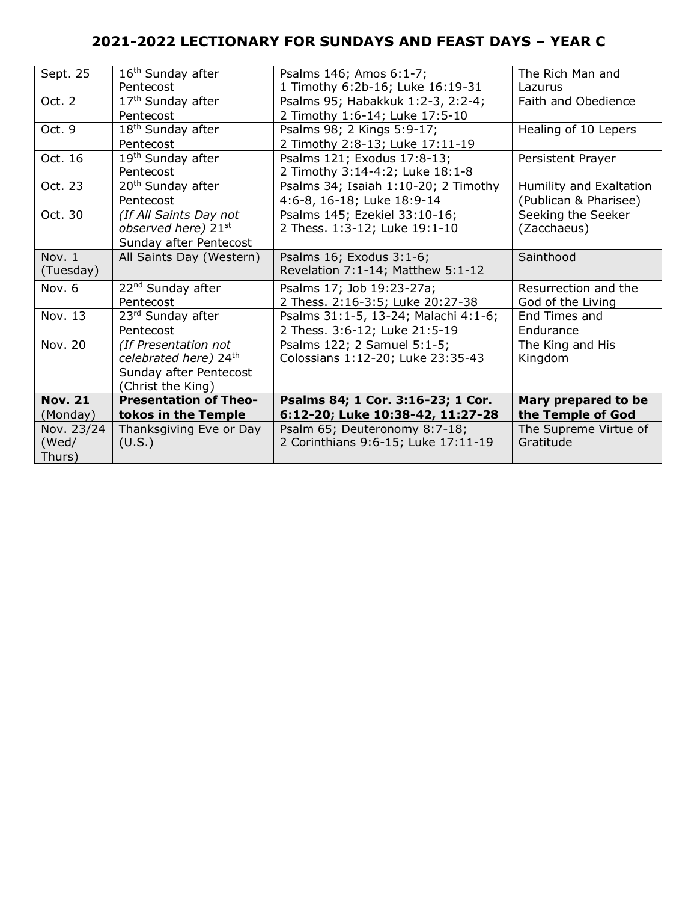## 2021-2022 LECTIONARY FOR SUNDAYS AND FEAST DAYS – YEAR C

| | | | |
|---|---|---|---|
| Sept. 25 | 16th Sunday after Pentecost | Psalms 146; Amos 6:1-7; 1 Timothy 6:2b-16; Luke 16:19-31 | The Rich Man and Lazurus |
| Oct. 2 | 17th Sunday after Pentecost | Psalms 95; Habakkuk 1:2-3, 2:2-4; 2 Timothy 1:6-14; Luke 17:5-10 | Faith and Obedience |
| Oct. 9 | 18th Sunday after Pentecost | Psalms 98; 2 Kings 5:9-17; 2 Timothy 2:8-13; Luke 17:11-19 | Healing of 10 Lepers |
| Oct. 16 | 19th Sunday after Pentecost | Psalms 121; Exodus 17:8-13; 2 Timothy 3:14-4:2; Luke 18:1-8 | Persistent Prayer |
| Oct. 23 | 20th Sunday after Pentecost | Psalms 34; Isaiah 1:10-20; 2 Timothy 4:6-8, 16-18; Luke 18:9-14 | Humility and Exaltation (Publican & Pharisee) |
| Oct. 30 | *(If All Saints Day not observed here)* 21st Sunday after Pentecost | Psalms 145; Ezekiel 33:10-16; 2 Thess. 1:3-12; Luke 19:1-10 | Seeking the Seeker (Zacchaeus) |
| Nov. 1 (Tuesday) | All Saints Day (Western) | Psalms 16; Exodus 3:1-6; Revelation 7:1-14; Matthew 5:1-12 | Sainthood |
| Nov. 6 | 22nd Sunday after Pentecost | Psalms 17; Job 19:23-27a; 2 Thess. 2:16-3:5; Luke 20:27-38 | Resurrection and the God of the Living |
| Nov. 13 | 23rd Sunday after Pentecost | Psalms 31:1-5, 13-24; Malachi 4:1-6; 2 Thess. 3:6-12; Luke 21:5-19 | End Times and Endurance |
| Nov. 20 | *(If Presentation not celebrated here)* 24th Sunday after Pentecost (Christ the King) | Psalms 122; 2 Samuel 5:1-5; Colossians 1:12-20; Luke 23:35-43 | The King and His Kingdom |
| **Nov. 21** (Monday) | **Presentation of Theotokos in the Temple** | **Psalms 84; 1 Cor. 3:16-23; 1 Cor. 6:12-20; Luke 10:38-42, 11:27-28** | **Mary prepared to be the Temple of God** |
| Nov. 23/24 (Wed/Thurs) | Thanksgiving Eve or Day (U.S.) | Psalm 65; Deuteronomy 8:7-18; 2 Corinthians 9:6-15; Luke 17:11-19 | The Supreme Virtue of Gratitude |